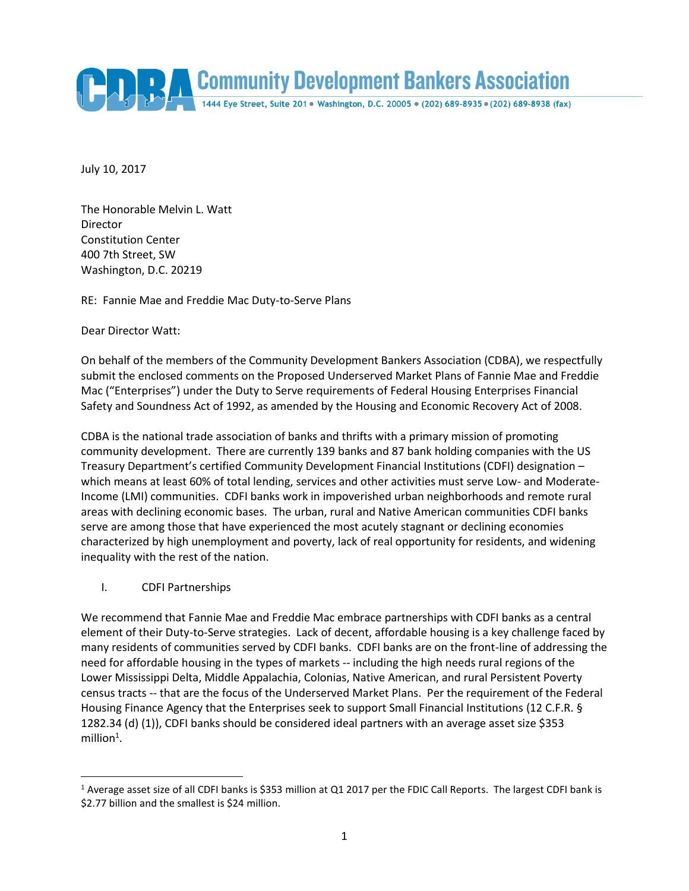# Community Development Bankers Association

1444 Eye Street, Suite 201 • Washington, D.C. 20005 • (202) 689-8935 • (202) 689-8938 (fax)

July 10, 2017

The Honorable Melvin L. Watt
Director
Constitution Center
400 7th Street, SW
Washington, D.C. 20219

RE: Fannie Mae and Freddie Mac Duty-to-Serve Plans

Dear Director Watt:

On behalf of the members of the Community Development Bankers Association (CDBA), we respectfully submit the enclosed comments on the Proposed Underserved Market Plans of Fannie Mae and Freddie Mac ("Enterprises") under the Duty to Serve requirements of Federal Housing Enterprises Financial Safety and Soundness Act of 1992, as amended by the Housing and Economic Recovery Act of 2008.

CDBA is the national trade association of banks and thrifts with a primary mission of promoting community development. There are currently 139 banks and 87 bank holding companies with the US Treasury Department's certified Community Development Financial Institutions (CDFI) designation – which means at least 60% of total lending, services and other activities must serve Low- and Moderate-Income (LMI) communities. CDFI banks work in impoverished urban neighborhoods and remote rural areas with declining economic bases. The urban, rural and Native American communities CDFI banks serve are among those that have experienced the most acutely stagnant or declining economies characterized by high unemployment and poverty, lack of real opportunity for residents, and widening inequality with the rest of the nation.

## I. CDFI Partnerships

We recommend that Fannie Mae and Freddie Mac embrace partnerships with CDFI banks as a central element of their Duty-to-Serve strategies. Lack of decent, affordable housing is a key challenge faced by many residents of communities served by CDFI banks. CDFI banks are on the front-line of addressing the need for affordable housing in the types of markets -- including the high needs rural regions of the Lower Mississippi Delta, Middle Appalachia, Colonias, Native American, and rural Persistent Poverty census tracts -- that are the focus of the Underserved Market Plans. Per the requirement of the Federal Housing Finance Agency that the Enterprises seek to support Small Financial Institutions (12 C.F.R. § 1282.34 (d) (1)), CDFI banks should be considered ideal partners with an average asset size $353 million[1].

---

[1] Average asset size of all CDFI banks is $353 million at Q1 2017 per the FDIC Call Reports. The largest CDFI bank is $2.77 billion and the smallest is $24 million.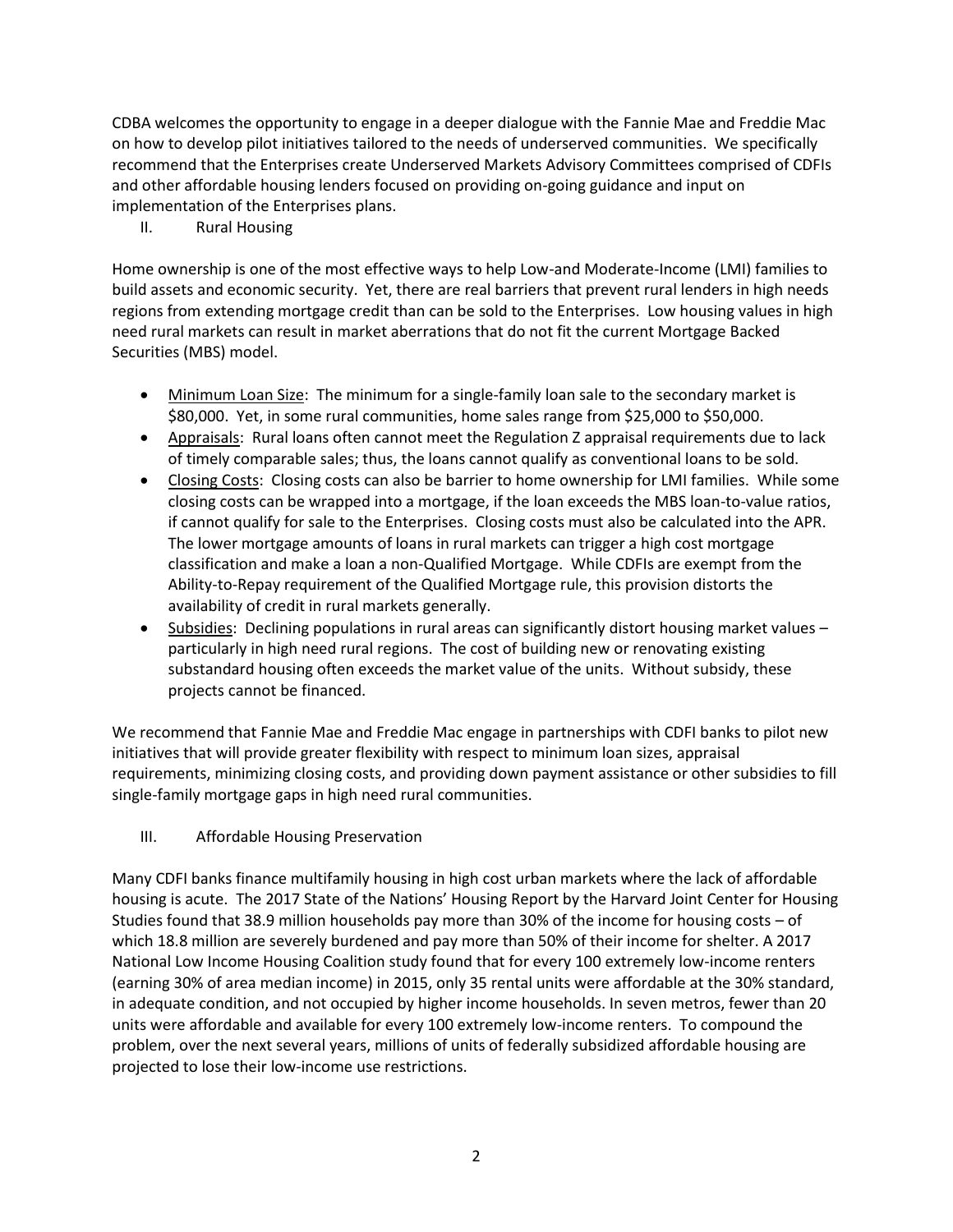CDBA welcomes the opportunity to engage in a deeper dialogue with the Fannie Mae and Freddie Mac on how to develop pilot initiatives tailored to the needs of underserved communities. We specifically recommend that the Enterprises create Underserved Markets Advisory Committees comprised of CDFIs and other affordable housing lenders focused on providing on-going guidance and input on implementation of the Enterprises plans.

## II. Rural Housing

Home ownership is one of the most effective ways to help Low-and Moderate-Income (LMI) families to build assets and economic security. Yet, there are real barriers that prevent rural lenders in high needs regions from extending mortgage credit than can be sold to the Enterprises. Low housing values in high need rural markets can result in market aberrations that do not fit the current Mortgage Backed Securities (MBS) model.

- Minimum Loan Size: The minimum for a single-family loan sale to the secondary market is \$80,000. Yet, in some rural communities, home sales range from \$25,000 to \$50,000.
- Appraisals: Rural loans often cannot meet the Regulation Z appraisal requirements due to lack of timely comparable sales; thus, the loans cannot qualify as conventional loans to be sold.
- Closing Costs: Closing costs can also be barrier to home ownership for LMI families. While some closing costs can be wrapped into a mortgage, if the loan exceeds the MBS loan-to-value ratios, if cannot qualify for sale to the Enterprises. Closing costs must also be calculated into the APR. The lower mortgage amounts of loans in rural markets can trigger a high cost mortgage classification and make a loan a non-Qualified Mortgage. While CDFIs are exempt from the Ability-to-Repay requirement of the Qualified Mortgage rule, this provision distorts the availability of credit in rural markets generally.
- Subsidies: Declining populations in rural areas can significantly distort housing market values – particularly in high need rural regions. The cost of building new or renovating existing substandard housing often exceeds the market value of the units. Without subsidy, these projects cannot be financed.

We recommend that Fannie Mae and Freddie Mac engage in partnerships with CDFI banks to pilot new initiatives that will provide greater flexibility with respect to minimum loan sizes, appraisal requirements, minimizing closing costs, and providing down payment assistance or other subsidies to fill single-family mortgage gaps in high need rural communities.

## III. Affordable Housing Preservation

Many CDFI banks finance multifamily housing in high cost urban markets where the lack of affordable housing is acute. The 2017 State of the Nations' Housing Report by the Harvard Joint Center for Housing Studies found that 38.9 million households pay more than 30% of the income for housing costs – of which 18.8 million are severely burdened and pay more than 50% of their income for shelter. A 2017 National Low Income Housing Coalition study found that for every 100 extremely low-income renters (earning 30% of area median income) in 2015, only 35 rental units were affordable at the 30% standard, in adequate condition, and not occupied by higher income households. In seven metros, fewer than 20 units were affordable and available for every 100 extremely low-income renters. To compound the problem, over the next several years, millions of units of federally subsidized affordable housing are projected to lose their low-income use restrictions.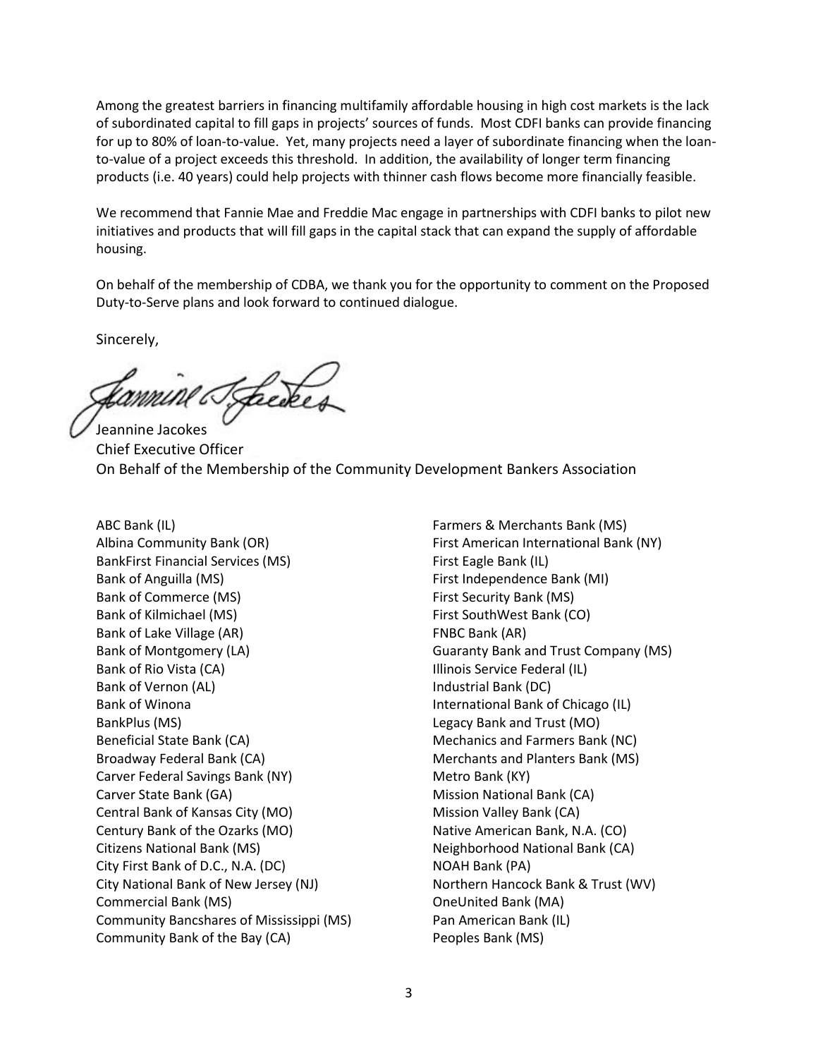Among the greatest barriers in financing multifamily affordable housing in high cost markets is the lack of subordinated capital to fill gaps in projects' sources of funds. Most CDFI banks can provide financing for up to 80% of loan-to-value. Yet, many projects need a layer of subordinate financing when the loan-to-value of a project exceeds this threshold. In addition, the availability of longer term financing products (i.e. 40 years) could help projects with thinner cash flows become more financially feasible.

We recommend that Fannie Mae and Freddie Mac engage in partnerships with CDFI banks to pilot new initiatives and products that will fill gaps in the capital stack that can expand the supply of affordable housing.

On behalf of the membership of CDBA, we thank you for the opportunity to comment on the Proposed Duty-to-Serve plans and look forward to continued dialogue.

Sincerely,

Jeannine Jacokes
Chief Executive Officer
On Behalf of the Membership of the Community Development Bankers Association

ABC Bank (IL)
Albina Community Bank (OR)
BankFirst Financial Services (MS)
Bank of Anguilla (MS)
Bank of Commerce (MS)
Bank of Kilmichael (MS)
Bank of Lake Village (AR)
Bank of Montgomery (LA)
Bank of Rio Vista (CA)
Bank of Vernon (AL)
Bank of Winona
BankPlus (MS)
Beneficial State Bank (CA)
Broadway Federal Bank (CA)
Carver Federal Savings Bank (NY)
Carver State Bank (GA)
Central Bank of Kansas City (MO)
Century Bank of the Ozarks (MO)
Citizens National Bank (MS)
City First Bank of D.C., N.A. (DC)
City National Bank of New Jersey (NJ)
Commercial Bank (MS)
Community Bancshares of Mississippi (MS)
Community Bank of the Bay (CA)
Farmers & Merchants Bank (MS)
First American International Bank (NY)
First Eagle Bank (IL)
First Independence Bank (MI)
First Security Bank (MS)
First SouthWest Bank (CO)
FNBC Bank (AR)
Guaranty Bank and Trust Company (MS)
Illinois Service Federal (IL)
Industrial Bank (DC)
International Bank of Chicago (IL)
Legacy Bank and Trust (MO)
Mechanics and Farmers Bank (NC)
Merchants and Planters Bank (MS)
Metro Bank (KY)
Mission National Bank (CA)
Mission Valley Bank (CA)
Native American Bank, N.A. (CO)
Neighborhood National Bank (CA)
NOAH Bank (PA)
Northern Hancock Bank & Trust (WV)
OneUnited Bank (MA)
Pan American Bank (IL)
Peoples Bank (MS)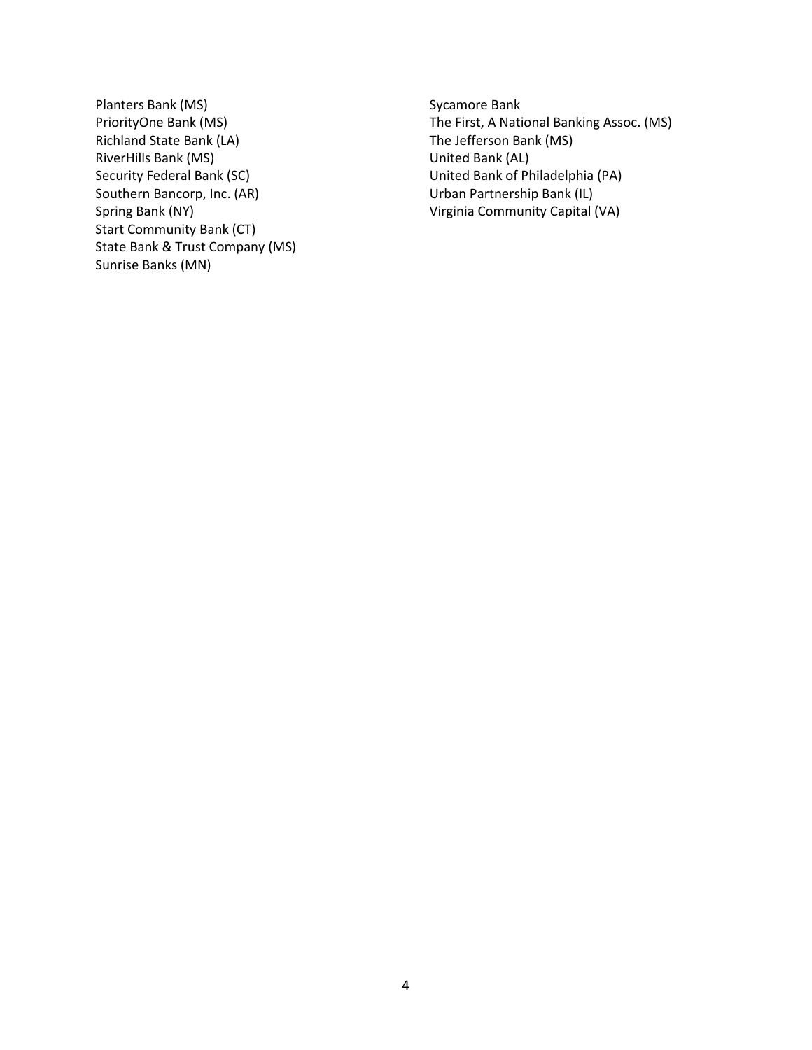Planters Bank (MS)
PriorityOne Bank (MS)
Richland State Bank (LA)
RiverHills Bank (MS)
Security Federal Bank (SC)
Southern Bancorp, Inc. (AR)
Spring Bank (NY)
Start Community Bank (CT)
State Bank & Trust Company (MS)
Sunrise Banks (MN)
Sycamore Bank
The First, A National Banking Assoc. (MS)
The Jefferson Bank (MS)
United Bank (AL)
United Bank of Philadelphia (PA)
Urban Partnership Bank (IL)
Virginia Community Capital (VA)